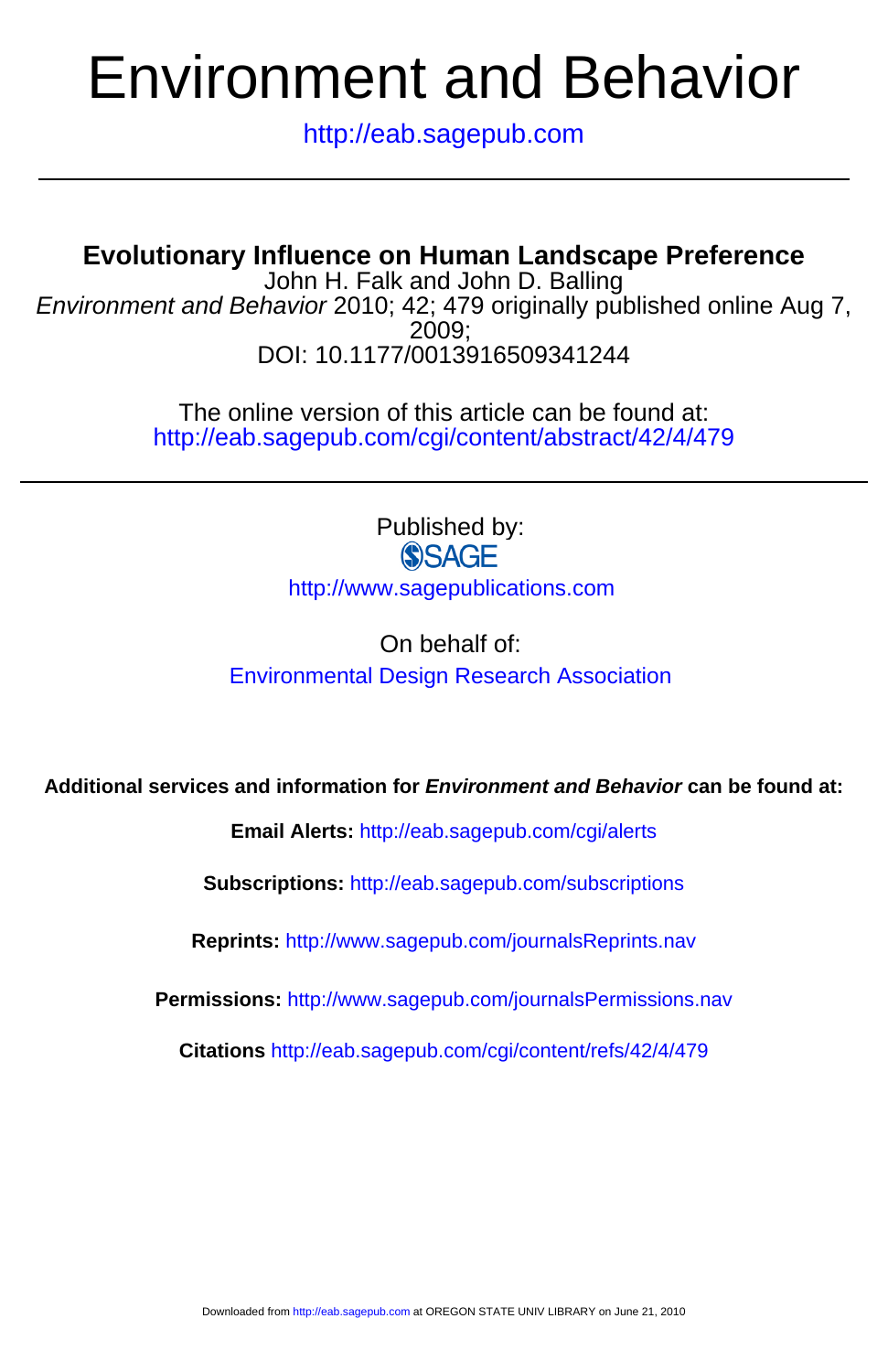# Environment and Behavior

http://eab.sagepub.com

## Evolutionary Influence on Human Landscape Preference

John H. Falk and John D. Balling

*Environment and Behavior* 2010; 42; 479 originally published online Aug 7, 2009;

DOI: 10.1177/0013916509341244

The online version of this article can be found at:
http://eab.sagepub.com/cgi/content/abstract/42/4/479

Published by:

SAGE

http://www.sagepublications.com

On behalf of:

Environmental Design Research Association

**Additional services and information for *Environment and Behavior* can be found at:**

**Email Alerts:** http://eab.sagepub.com/cgi/alerts

**Subscriptions:** http://eab.sagepub.com/subscriptions

**Reprints:** http://www.sagepub.com/journalsReprints.nav

**Permissions:** http://www.sagepub.com/journalsPermissions.nav

**Citations** http://eab.sagepub.com/cgi/content/refs/42/4/479

Downloaded from http://eab.sagepub.com at OREGON STATE UNIV LIBRARY on June 21, 2010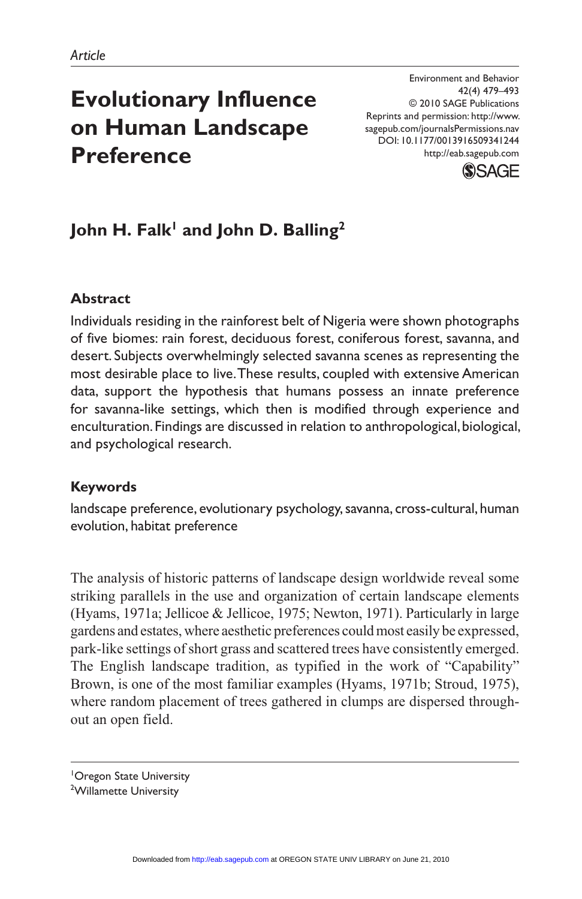*Article*

# Evolutionary Influence on Human Landscape Preference

Environment and Behavior
42(4) 479–493
© 2010 SAGE Publications
Reprints and permission: http://www.sagepub.com/journalsPermissions.nav
DOI: 10.1177/0013916509341244
http://eab.sagepub.com

## John H. Falk[1] and John D. Balling[2]

### Abstract

Individuals residing in the rainforest belt of Nigeria were shown photographs of five biomes: rain forest, deciduous forest, coniferous forest, savanna, and desert. Subjects overwhelmingly selected savanna scenes as representing the most desirable place to live. These results, coupled with extensive American data, support the hypothesis that humans possess an innate preference for savanna-like settings, which then is modified through experience and enculturation. Findings are discussed in relation to anthropological, biological, and psychological research.

### Keywords

landscape preference, evolutionary psychology, savanna, cross-cultural, human evolution, habitat preference

The analysis of historic patterns of landscape design worldwide reveal some striking parallels in the use and organization of certain landscape elements (Hyams, 1971a; Jellicoe & Jellicoe, 1975; Newton, 1971). Particularly in large gardens and estates, where aesthetic preferences could most easily be expressed, park-like settings of short grass and scattered trees have consistently emerged. The English landscape tradition, as typified in the work of "Capability" Brown, is one of the most familiar examples (Hyams, 1971b; Stroud, 1975), where random placement of trees gathered in clumps are dispersed throughout an open field.

[1]Oregon State University
[2]Willamette University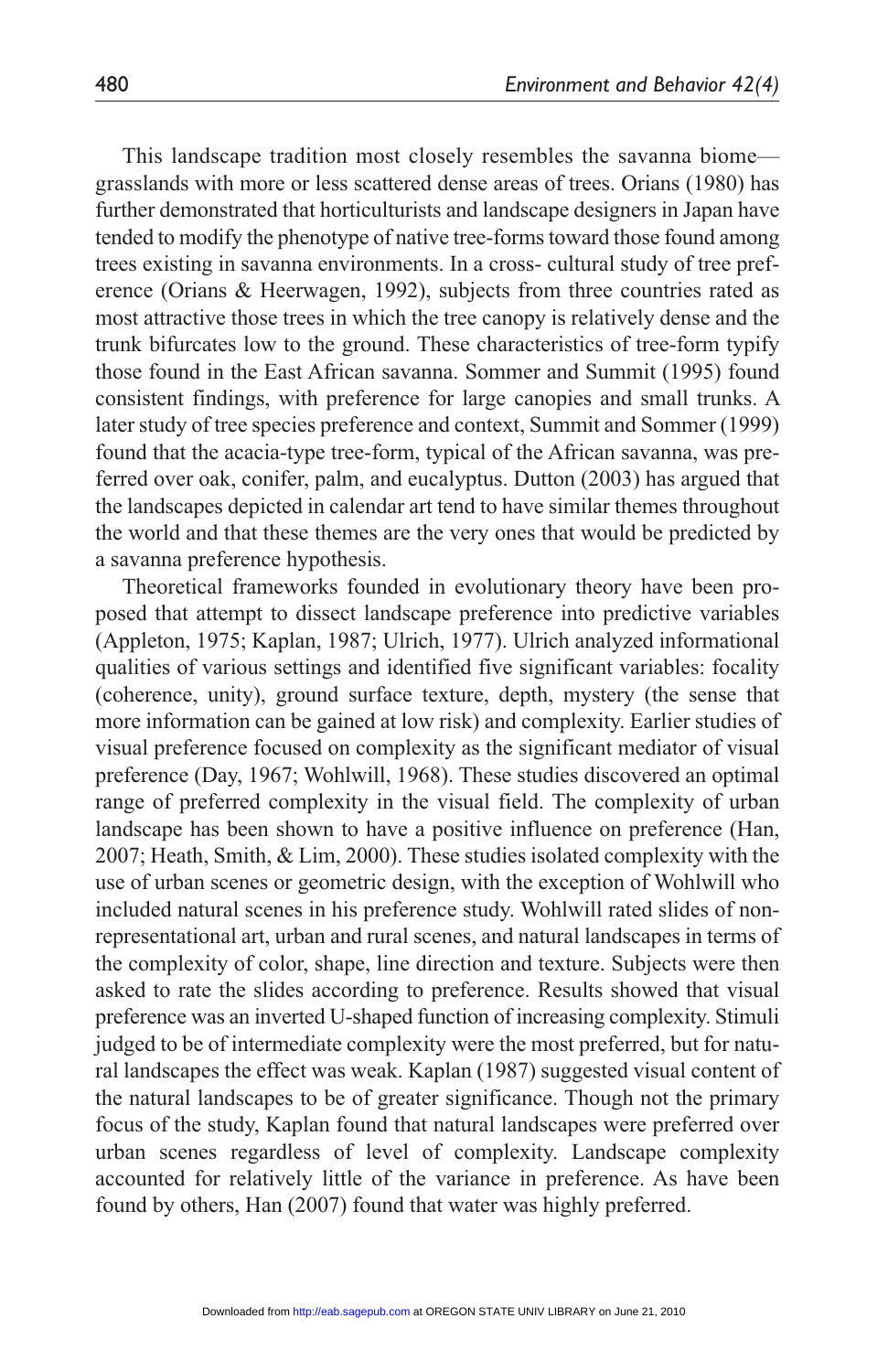This landscape tradition most closely resembles the savanna biome—grasslands with more or less scattered dense areas of trees. Orians (1980) has further demonstrated that horticulturists and landscape designers in Japan have tended to modify the phenotype of native tree-forms toward those found among trees existing in savanna environments. In a cross- cultural study of tree preference (Orians & Heerwagen, 1992), subjects from three countries rated as most attractive those trees in which the tree canopy is relatively dense and the trunk bifurcates low to the ground. These characteristics of tree-form typify those found in the East African savanna. Sommer and Summit (1995) found consistent findings, with preference for large canopies and small trunks. A later study of tree species preference and context, Summit and Sommer (1999) found that the acacia-type tree-form, typical of the African savanna, was preferred over oak, conifer, palm, and eucalyptus. Dutton (2003) has argued that the landscapes depicted in calendar art tend to have similar themes throughout the world and that these themes are the very ones that would be predicted by a savanna preference hypothesis.

Theoretical frameworks founded in evolutionary theory have been proposed that attempt to dissect landscape preference into predictive variables (Appleton, 1975; Kaplan, 1987; Ulrich, 1977). Ulrich analyzed informational qualities of various settings and identified five significant variables: focality (coherence, unity), ground surface texture, depth, mystery (the sense that more information can be gained at low risk) and complexity. Earlier studies of visual preference focused on complexity as the significant mediator of visual preference (Day, 1967; Wohlwill, 1968). These studies discovered an optimal range of preferred complexity in the visual field. The complexity of urban landscape has been shown to have a positive influence on preference (Han, 2007; Heath, Smith, & Lim, 2000). These studies isolated complexity with the use of urban scenes or geometric design, with the exception of Wohlwill who included natural scenes in his preference study. Wohlwill rated slides of nonrepresentational art, urban and rural scenes, and natural landscapes in terms of the complexity of color, shape, line direction and texture. Subjects were then asked to rate the slides according to preference. Results showed that visual preference was an inverted U-shaped function of increasing complexity. Stimuli judged to be of intermediate complexity were the most preferred, but for natural landscapes the effect was weak. Kaplan (1987) suggested visual content of the natural landscapes to be of greater significance. Though not the primary focus of the study, Kaplan found that natural landscapes were preferred over urban scenes regardless of level of complexity. Landscape complexity accounted for relatively little of the variance in preference. As have been found by others, Han (2007) found that water was highly preferred.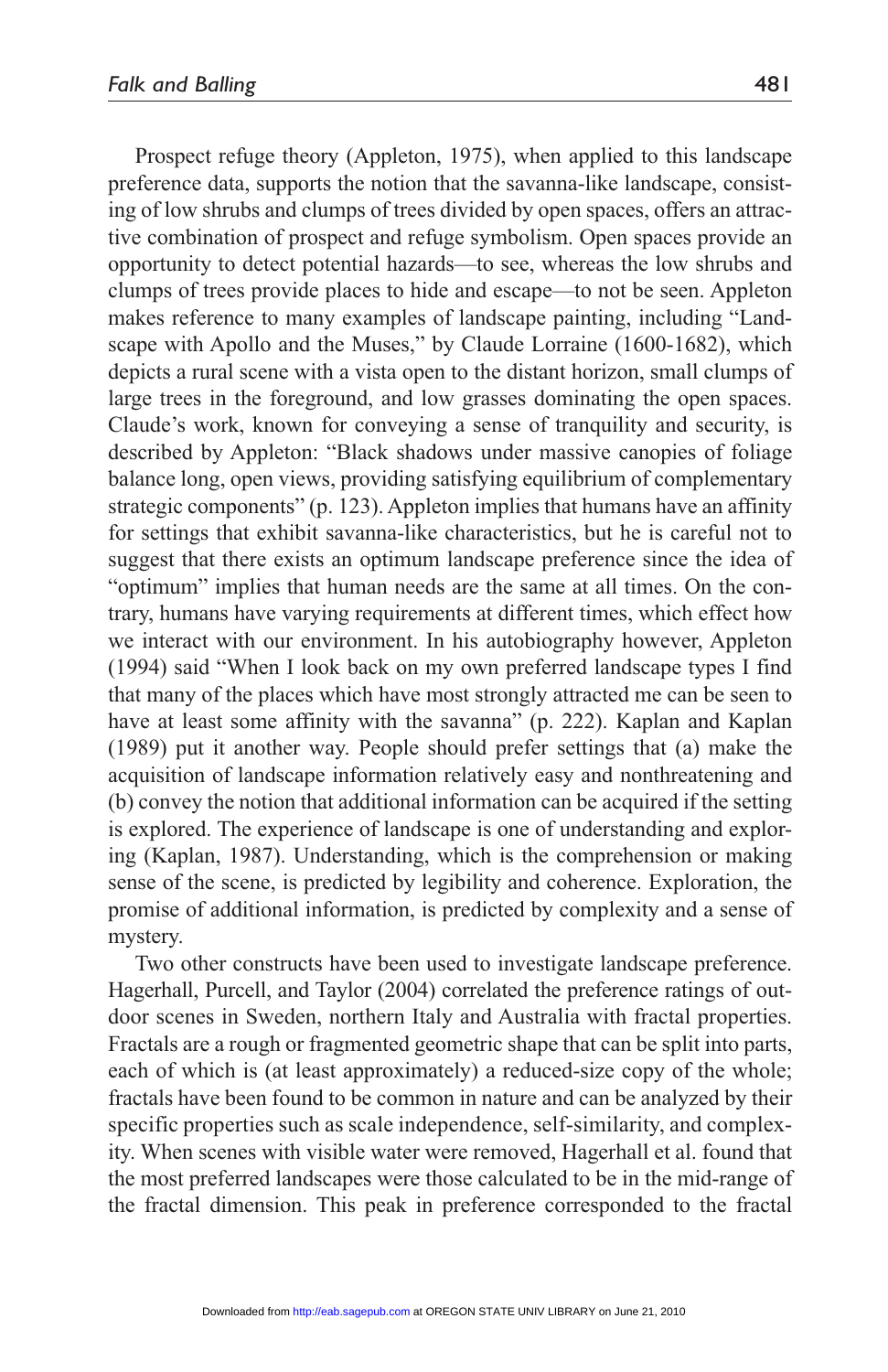Prospect refuge theory (Appleton, 1975), when applied to this landscape preference data, supports the notion that the savanna-like landscape, consisting of low shrubs and clumps of trees divided by open spaces, offers an attractive combination of prospect and refuge symbolism. Open spaces provide an opportunity to detect potential hazards—to see, whereas the low shrubs and clumps of trees provide places to hide and escape—to not be seen. Appleton makes reference to many examples of landscape painting, including "Landscape with Apollo and the Muses," by Claude Lorraine (1600-1682), which depicts a rural scene with a vista open to the distant horizon, small clumps of large trees in the foreground, and low grasses dominating the open spaces. Claude's work, known for conveying a sense of tranquility and security, is described by Appleton: "Black shadows under massive canopies of foliage balance long, open views, providing satisfying equilibrium of complementary strategic components" (p. 123). Appleton implies that humans have an affinity for settings that exhibit savanna-like characteristics, but he is careful not to suggest that there exists an optimum landscape preference since the idea of "optimum" implies that human needs are the same at all times. On the contrary, humans have varying requirements at different times, which effect how we interact with our environment. In his autobiography however, Appleton (1994) said "When I look back on my own preferred landscape types I find that many of the places which have most strongly attracted me can be seen to have at least some affinity with the savanna" (p. 222). Kaplan and Kaplan (1989) put it another way. People should prefer settings that (a) make the acquisition of landscape information relatively easy and nonthreatening and (b) convey the notion that additional information can be acquired if the setting is explored. The experience of landscape is one of understanding and exploring (Kaplan, 1987). Understanding, which is the comprehension or making sense of the scene, is predicted by legibility and coherence. Exploration, the promise of additional information, is predicted by complexity and a sense of mystery.

Two other constructs have been used to investigate landscape preference. Hagerhall, Purcell, and Taylor (2004) correlated the preference ratings of outdoor scenes in Sweden, northern Italy and Australia with fractal properties. Fractals are a rough or fragmented geometric shape that can be split into parts, each of which is (at least approximately) a reduced-size copy of the whole; fractals have been found to be common in nature and can be analyzed by their specific properties such as scale independence, self-similarity, and complexity. When scenes with visible water were removed, Hagerhall et al. found that the most preferred landscapes were those calculated to be in the mid-range of the fractal dimension. This peak in preference corresponded to the fractal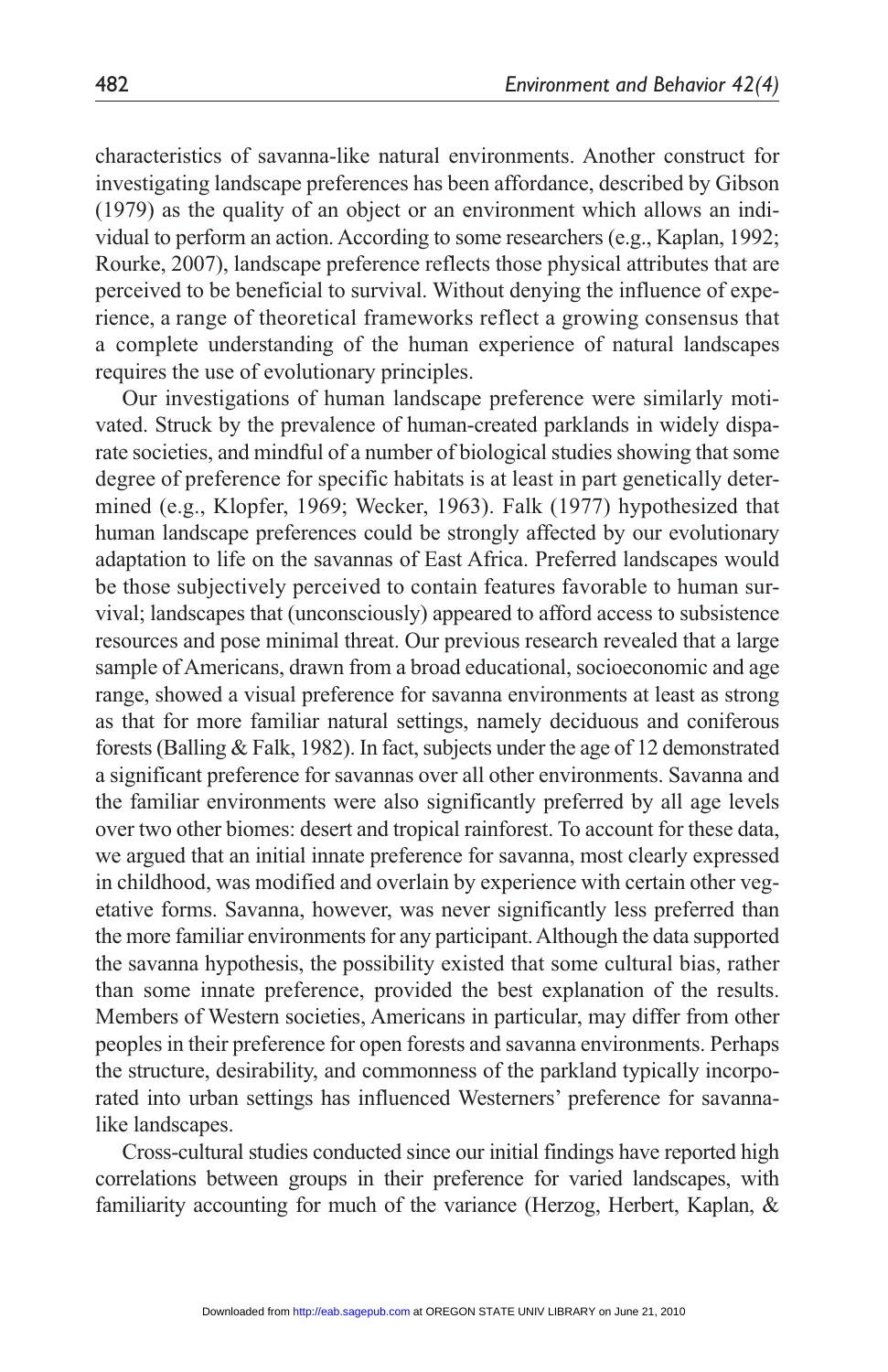characteristics of savanna-like natural environments. Another construct for investigating landscape preferences has been affordance, described by Gibson (1979) as the quality of an object or an environment which allows an individual to perform an action. According to some researchers (e.g., Kaplan, 1992; Rourke, 2007), landscape preference reflects those physical attributes that are perceived to be beneficial to survival. Without denying the influence of experience, a range of theoretical frameworks reflect a growing consensus that a complete understanding of the human experience of natural landscapes requires the use of evolutionary principles.

Our investigations of human landscape preference were similarly motivated. Struck by the prevalence of human-created parklands in widely disparate societies, and mindful of a number of biological studies showing that some degree of preference for specific habitats is at least in part genetically determined (e.g., Klopfer, 1969; Wecker, 1963). Falk (1977) hypothesized that human landscape preferences could be strongly affected by our evolutionary adaptation to life on the savannas of East Africa. Preferred landscapes would be those subjectively perceived to contain features favorable to human survival; landscapes that (unconsciously) appeared to afford access to subsistence resources and pose minimal threat. Our previous research revealed that a large sample of Americans, drawn from a broad educational, socioeconomic and age range, showed a visual preference for savanna environments at least as strong as that for more familiar natural settings, namely deciduous and coniferous forests (Balling & Falk, 1982). In fact, subjects under the age of 12 demonstrated a significant preference for savannas over all other environments. Savanna and the familiar environments were also significantly preferred by all age levels over two other biomes: desert and tropical rainforest. To account for these data, we argued that an initial innate preference for savanna, most clearly expressed in childhood, was modified and overlain by experience with certain other vegetative forms. Savanna, however, was never significantly less preferred than the more familiar environments for any participant. Although the data supported the savanna hypothesis, the possibility existed that some cultural bias, rather than some innate preference, provided the best explanation of the results. Members of Western societies, Americans in particular, may differ from other peoples in their preference for open forests and savanna environments. Perhaps the structure, desirability, and commonness of the parkland typically incorporated into urban settings has influenced Westerners' preference for savanna-like landscapes.

Cross-cultural studies conducted since our initial findings have reported high correlations between groups in their preference for varied landscapes, with familiarity accounting for much of the variance (Herzog, Herbert, Kaplan, &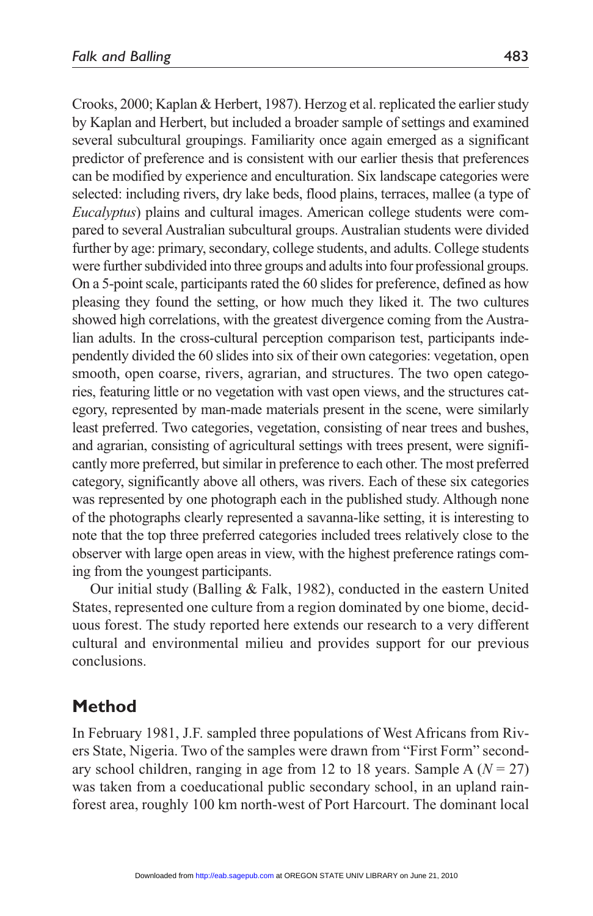Crooks, 2000; Kaplan & Herbert, 1987). Herzog et al. replicated the earlier study by Kaplan and Herbert, but included a broader sample of settings and examined several subcultural groupings. Familiarity once again emerged as a significant predictor of preference and is consistent with our earlier thesis that preferences can be modified by experience and enculturation. Six landscape categories were selected: including rivers, dry lake beds, flood plains, terraces, mallee (a type of *Eucalyptus*) plains and cultural images. American college students were compared to several Australian subcultural groups. Australian students were divided further by age: primary, secondary, college students, and adults. College students were further subdivided into three groups and adults into four professional groups. On a 5-point scale, participants rated the 60 slides for preference, defined as how pleasing they found the setting, or how much they liked it. The two cultures showed high correlations, with the greatest divergence coming from the Australian adults. In the cross-cultural perception comparison test, participants independently divided the 60 slides into six of their own categories: vegetation, open smooth, open coarse, rivers, agrarian, and structures. The two open categories, featuring little or no vegetation with vast open views, and the structures category, represented by man-made materials present in the scene, were similarly least preferred. Two categories, vegetation, consisting of near trees and bushes, and agrarian, consisting of agricultural settings with trees present, were significantly more preferred, but similar in preference to each other. The most preferred category, significantly above all others, was rivers. Each of these six categories was represented by one photograph each in the published study. Although none of the photographs clearly represented a savanna-like setting, it is interesting to note that the top three preferred categories included trees relatively close to the observer with large open areas in view, with the highest preference ratings coming from the youngest participants.

Our initial study (Balling & Falk, 1982), conducted in the eastern United States, represented one culture from a region dominated by one biome, deciduous forest. The study reported here extends our research to a very different cultural and environmental milieu and provides support for our previous conclusions.

## Method

In February 1981, J.F. sampled three populations of West Africans from Rivers State, Nigeria. Two of the samples were drawn from "First Form" secondary school children, ranging in age from 12 to 18 years. Sample A ($N = 27$) was taken from a coeducational public secondary school, in an upland rainforest area, roughly 100 km north-west of Port Harcourt. The dominant local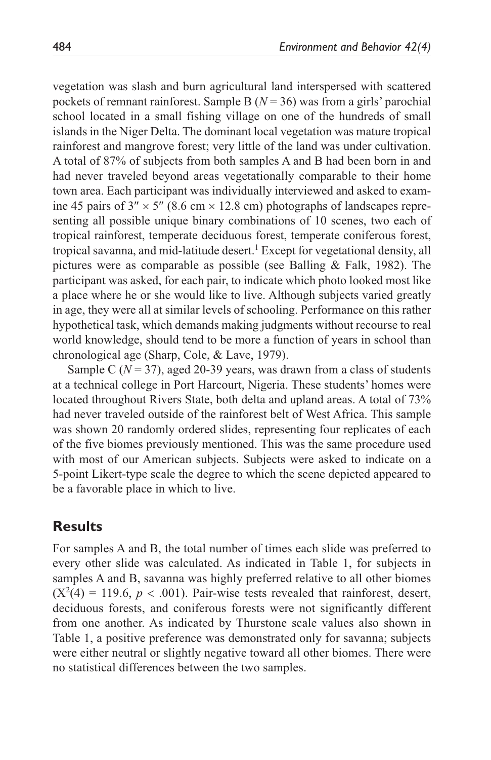vegetation was slash and burn agricultural land interspersed with scattered pockets of remnant rainforest. Sample B ($N = 36$) was from a girls' parochial school located in a small fishing village on one of the hundreds of small islands in the Niger Delta. The dominant local vegetation was mature tropical rainforest and mangrove forest; very little of the land was under cultivation. A total of 87% of subjects from both samples A and B had been born in and had never traveled beyond areas vegetationally comparable to their home town area. Each participant was individually interviewed and asked to examine 45 pairs of 3″ × 5″ (8.6 cm × 12.8 cm) photographs of landscapes representing all possible unique binary combinations of 10 scenes, two each of tropical rainforest, temperate deciduous forest, temperate coniferous forest, tropical savanna, and mid-latitude desert.[1] Except for vegetational density, all pictures were as comparable as possible (see Balling & Falk, 1982). The participant was asked, for each pair, to indicate which photo looked most like a place where he or she would like to live. Although subjects varied greatly in age, they were all at similar levels of schooling. Performance on this rather hypothetical task, which demands making judgments without recourse to real world knowledge, should tend to be more a function of years in school than chronological age (Sharp, Cole, & Lave, 1979).

Sample C ($N = 37$), aged 20-39 years, was drawn from a class of students at a technical college in Port Harcourt, Nigeria. These students' homes were located throughout Rivers State, both delta and upland areas. A total of 73% had never traveled outside of the rainforest belt of West Africa. This sample was shown 20 randomly ordered slides, representing four replicates of each of the five biomes previously mentioned. This was the same procedure used with most of our American subjects. Subjects were asked to indicate on a 5-point Likert-type scale the degree to which the scene depicted appeared to be a favorable place in which to live.

## Results

For samples A and B, the total number of times each slide was preferred to every other slide was calculated. As indicated in Table 1, for subjects in samples A and B, savanna was highly preferred relative to all other biomes ($X^2(4) = 119.6$, $p < .001$). Pair-wise tests revealed that rainforest, desert, deciduous forests, and coniferous forests were not significantly different from one another. As indicated by Thurstone scale values also shown in Table 1, a positive preference was demonstrated only for savanna; subjects were either neutral or slightly negative toward all other biomes. There were no statistical differences between the two samples.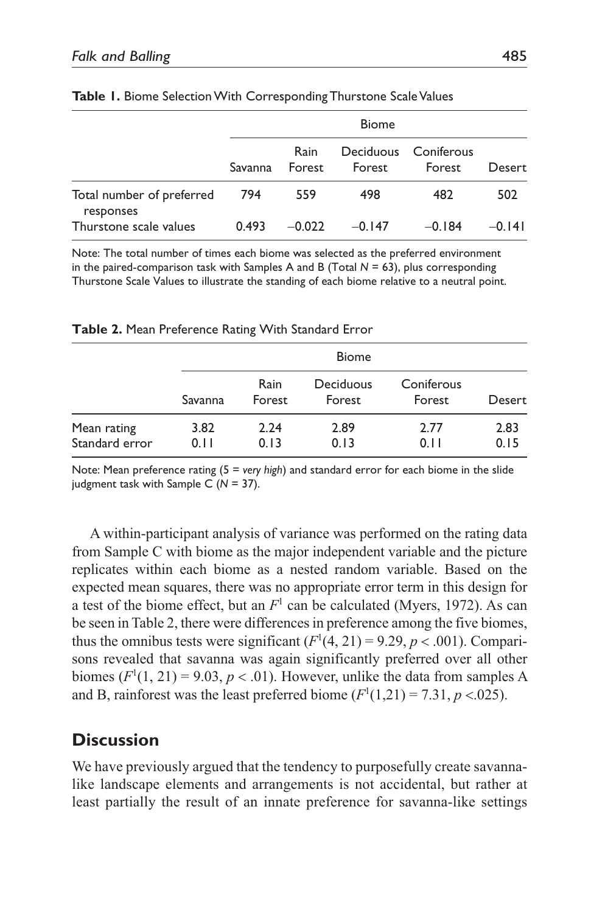**Table 1.** Biome Selection With Corresponding Thurstone Scale Values

| | Biome | | | | |
|---|---|---|---|---|---|
| | Savanna | Rain Forest | Deciduous Forest | Coniferous Forest | Desert |
| Total number of preferred responses | 794 | 559 | 498 | 482 | 502 |
| Thurstone scale values | 0.493 | −0.022 | −0.147 | −0.184 | −0.141 |

Note: The total number of times each biome was selected as the preferred environment in the paired-comparison task with Samples A and B (Total $N = 63$), plus corresponding Thurstone Scale Values to illustrate the standing of each biome relative to a neutral point.

**Table 2.** Mean Preference Rating With Standard Error

| | Biome | | | | |
|---|---|---|---|---|---|
| | Savanna | Rain Forest | Deciduous Forest | Coniferous Forest | Desert |
| Mean rating | 3.82 | 2.24 | 2.89 | 2.77 | 2.83 |
| Standard error | 0.11 | 0.13 | 0.13 | 0.11 | 0.15 |

Note: Mean preference rating (5 = *very high*) and standard error for each biome in the slide judgment task with Sample C ($N = 37$).

A within-participant analysis of variance was performed on the rating data from Sample C with biome as the major independent variable and the picture replicates within each biome as a nested random variable. Based on the expected mean squares, there was no appropriate error term in this design for a test of the biome effect, but an $F^1$ can be calculated (Myers, 1972). As can be seen in Table 2, there were differences in preference among the five biomes, thus the omnibus tests were significant ($F^1(4, 21) = 9.29$, $p < .001$). Comparisons revealed that savanna was again significantly preferred over all other biomes ($F^1(1, 21) = 9.03$, $p < .01$). However, unlike the data from samples A and B, rainforest was the least preferred biome ($F^1(1,21) = 7.31$, $p < .025$).

## Discussion

We have previously argued that the tendency to purposefully create savanna-like landscape elements and arrangements is not accidental, but rather at least partially the result of an innate preference for savanna-like settings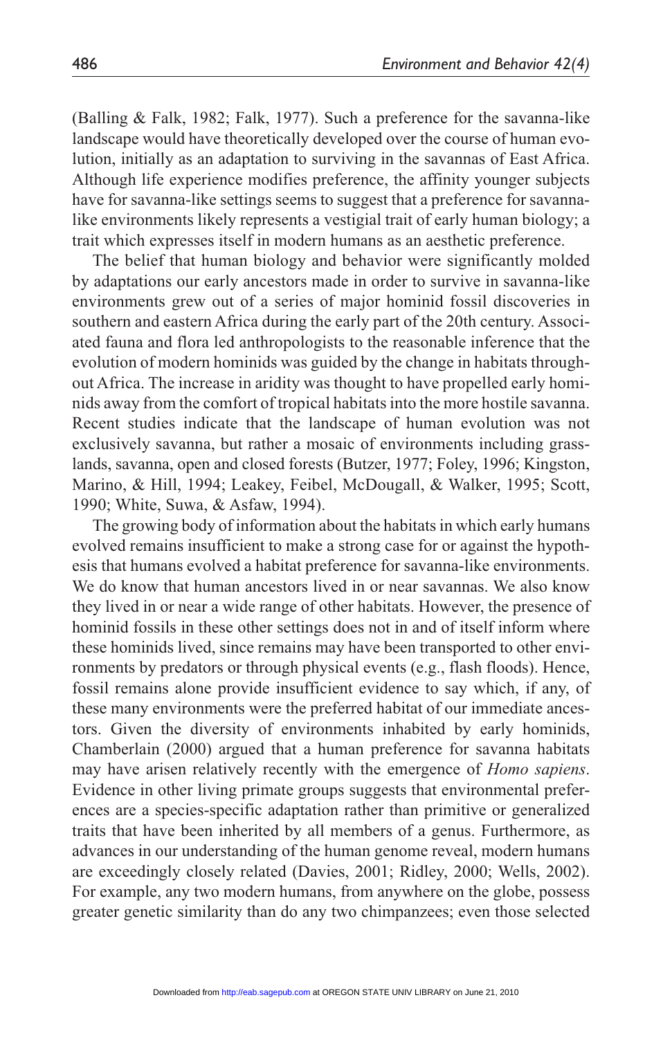(Balling & Falk, 1982; Falk, 1977). Such a preference for the savanna-like landscape would have theoretically developed over the course of human evolution, initially as an adaptation to surviving in the savannas of East Africa. Although life experience modifies preference, the affinity younger subjects have for savanna-like settings seems to suggest that a preference for savanna-like environments likely represents a vestigial trait of early human biology; a trait which expresses itself in modern humans as an aesthetic preference.

The belief that human biology and behavior were significantly molded by adaptations our early ancestors made in order to survive in savanna-like environments grew out of a series of major hominid fossil discoveries in southern and eastern Africa during the early part of the 20th century. Associated fauna and flora led anthropologists to the reasonable inference that the evolution of modern hominids was guided by the change in habitats throughout Africa. The increase in aridity was thought to have propelled early hominids away from the comfort of tropical habitats into the more hostile savanna. Recent studies indicate that the landscape of human evolution was not exclusively savanna, but rather a mosaic of environments including grasslands, savanna, open and closed forests (Butzer, 1977; Foley, 1996; Kingston, Marino, & Hill, 1994; Leakey, Feibel, McDougall, & Walker, 1995; Scott, 1990; White, Suwa, & Asfaw, 1994).

The growing body of information about the habitats in which early humans evolved remains insufficient to make a strong case for or against the hypothesis that humans evolved a habitat preference for savanna-like environments. We do know that human ancestors lived in or near savannas. We also know they lived in or near a wide range of other habitats. However, the presence of hominid fossils in these other settings does not in and of itself inform where these hominids lived, since remains may have been transported to other environments by predators or through physical events (e.g., flash floods). Hence, fossil remains alone provide insufficient evidence to say which, if any, of these many environments were the preferred habitat of our immediate ancestors. Given the diversity of environments inhabited by early hominids, Chamberlain (2000) argued that a human preference for savanna habitats may have arisen relatively recently with the emergence of *Homo sapiens*. Evidence in other living primate groups suggests that environmental preferences are a species-specific adaptation rather than primitive or generalized traits that have been inherited by all members of a genus. Furthermore, as advances in our understanding of the human genome reveal, modern humans are exceedingly closely related (Davies, 2001; Ridley, 2000; Wells, 2002). For example, any two modern humans, from anywhere on the globe, possess greater genetic similarity than do any two chimpanzees; even those selected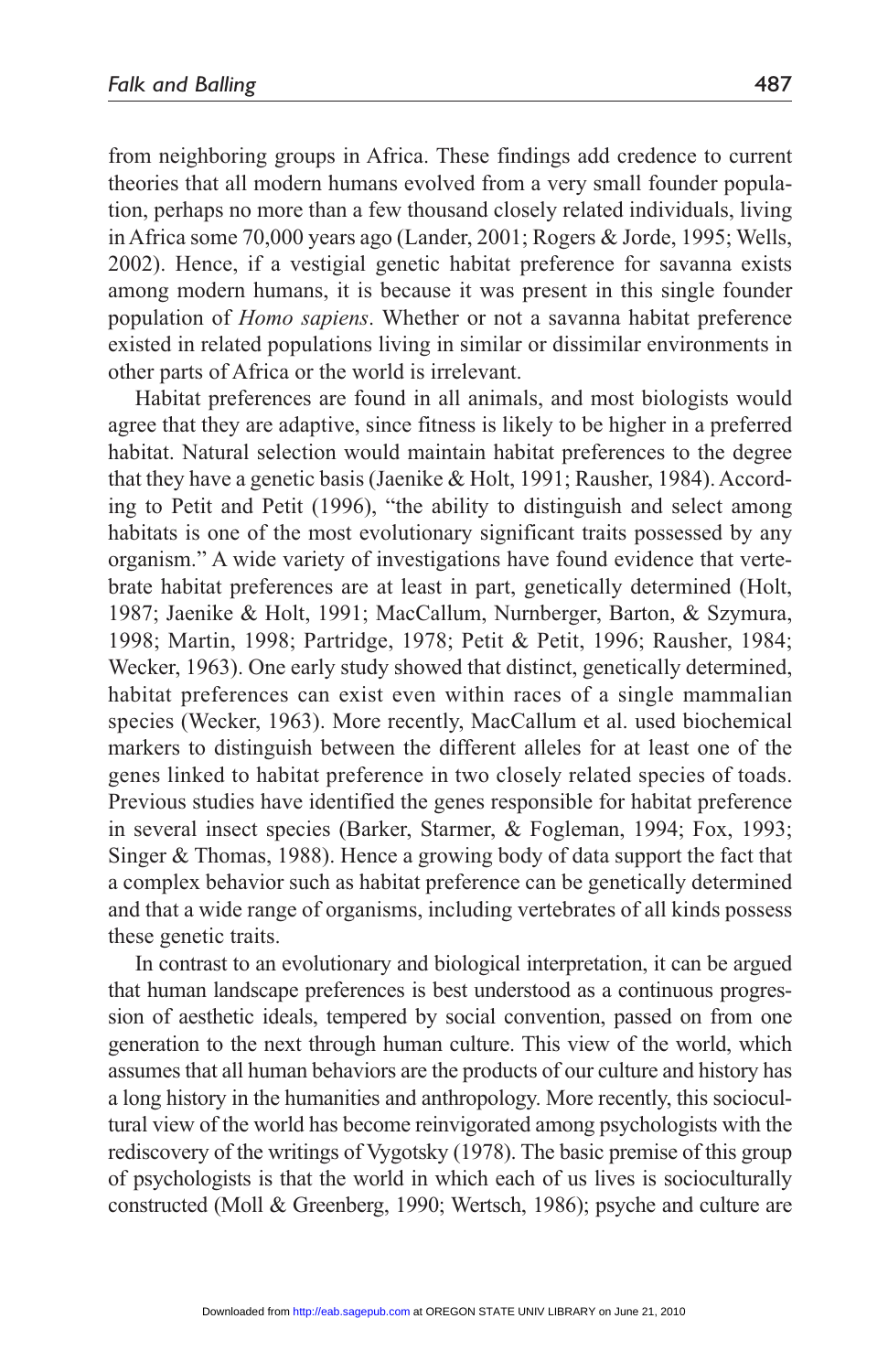from neighboring groups in Africa. These findings add credence to current theories that all modern humans evolved from a very small founder population, perhaps no more than a few thousand closely related individuals, living in Africa some 70,000 years ago (Lander, 2001; Rogers & Jorde, 1995; Wells, 2002). Hence, if a vestigial genetic habitat preference for savanna exists among modern humans, it is because it was present in this single founder population of *Homo sapiens*. Whether or not a savanna habitat preference existed in related populations living in similar or dissimilar environments in other parts of Africa or the world is irrelevant.

Habitat preferences are found in all animals, and most biologists would agree that they are adaptive, since fitness is likely to be higher in a preferred habitat. Natural selection would maintain habitat preferences to the degree that they have a genetic basis (Jaenike & Holt, 1991; Rausher, 1984). According to Petit and Petit (1996), "the ability to distinguish and select among habitats is one of the most evolutionary significant traits possessed by any organism." A wide variety of investigations have found evidence that vertebrate habitat preferences are at least in part, genetically determined (Holt, 1987; Jaenike & Holt, 1991; MacCallum, Nurnberger, Barton, & Szymura, 1998; Martin, 1998; Partridge, 1978; Petit & Petit, 1996; Rausher, 1984; Wecker, 1963). One early study showed that distinct, genetically determined, habitat preferences can exist even within races of a single mammalian species (Wecker, 1963). More recently, MacCallum et al. used biochemical markers to distinguish between the different alleles for at least one of the genes linked to habitat preference in two closely related species of toads. Previous studies have identified the genes responsible for habitat preference in several insect species (Barker, Starmer, & Fogleman, 1994; Fox, 1993; Singer & Thomas, 1988). Hence a growing body of data support the fact that a complex behavior such as habitat preference can be genetically determined and that a wide range of organisms, including vertebrates of all kinds possess these genetic traits.

In contrast to an evolutionary and biological interpretation, it can be argued that human landscape preferences is best understood as a continuous progression of aesthetic ideals, tempered by social convention, passed on from one generation to the next through human culture. This view of the world, which assumes that all human behaviors are the products of our culture and history has a long history in the humanities and anthropology. More recently, this sociocultural view of the world has become reinvigorated among psychologists with the rediscovery of the writings of Vygotsky (1978). The basic premise of this group of psychologists is that the world in which each of us lives is socioculturally constructed (Moll & Greenberg, 1990; Wertsch, 1986); psyche and culture are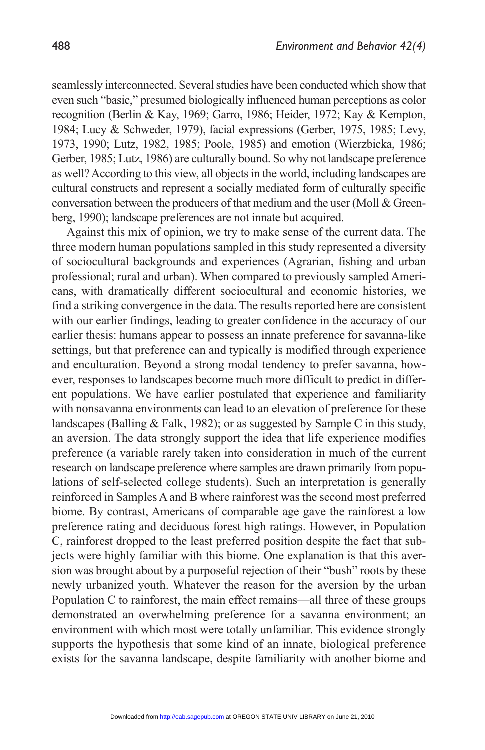seamlessly interconnected. Several studies have been conducted which show that even such "basic," presumed biologically influenced human perceptions as color recognition (Berlin & Kay, 1969; Garro, 1986; Heider, 1972; Kay & Kempton, 1984; Lucy & Schweder, 1979), facial expressions (Gerber, 1975, 1985; Levy, 1973, 1990; Lutz, 1982, 1985; Poole, 1985) and emotion (Wierzbicka, 1986; Gerber, 1985; Lutz, 1986) are culturally bound. So why not landscape preference as well? According to this view, all objects in the world, including landscapes are cultural constructs and represent a socially mediated form of culturally specific conversation between the producers of that medium and the user (Moll & Greenberg, 1990); landscape preferences are not innate but acquired.

Against this mix of opinion, we try to make sense of the current data. The three modern human populations sampled in this study represented a diversity of sociocultural backgrounds and experiences (Agrarian, fishing and urban professional; rural and urban). When compared to previously sampled Americans, with dramatically different sociocultural and economic histories, we find a striking convergence in the data. The results reported here are consistent with our earlier findings, leading to greater confidence in the accuracy of our earlier thesis: humans appear to possess an innate preference for savanna-like settings, but that preference can and typically is modified through experience and enculturation. Beyond a strong modal tendency to prefer savanna, however, responses to landscapes become much more difficult to predict in different populations. We have earlier postulated that experience and familiarity with nonsavanna environments can lead to an elevation of preference for these landscapes (Balling & Falk, 1982); or as suggested by Sample C in this study, an aversion. The data strongly support the idea that life experience modifies preference (a variable rarely taken into consideration in much of the current research on landscape preference where samples are drawn primarily from populations of self-selected college students). Such an interpretation is generally reinforced in Samples A and B where rainforest was the second most preferred biome. By contrast, Americans of comparable age gave the rainforest a low preference rating and deciduous forest high ratings. However, in Population C, rainforest dropped to the least preferred position despite the fact that subjects were highly familiar with this biome. One explanation is that this aversion was brought about by a purposeful rejection of their "bush" roots by these newly urbanized youth. Whatever the reason for the aversion by the urban Population C to rainforest, the main effect remains—all three of these groups demonstrated an overwhelming preference for a savanna environment; an environment with which most were totally unfamiliar. This evidence strongly supports the hypothesis that some kind of an innate, biological preference exists for the savanna landscape, despite familiarity with another biome and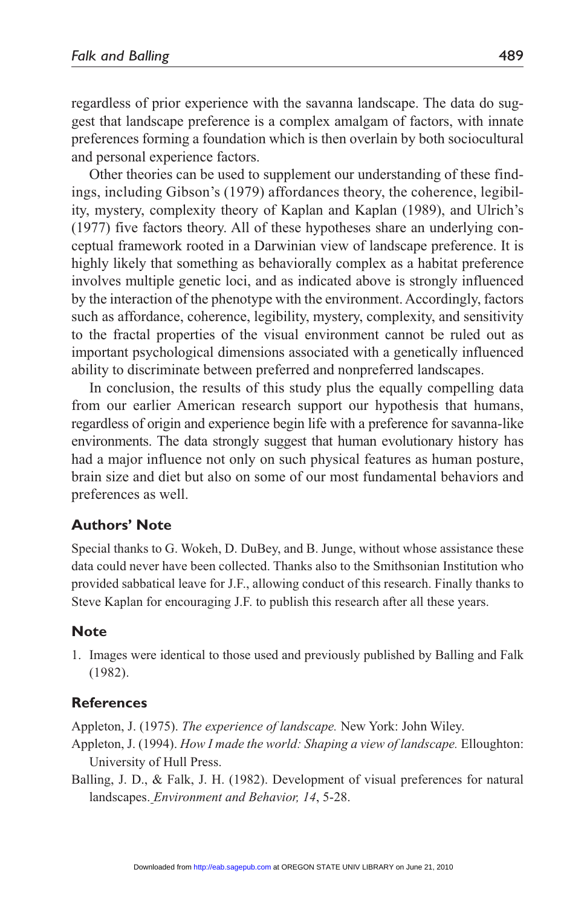regardless of prior experience with the savanna landscape. The data do suggest that landscape preference is a complex amalgam of factors, with innate preferences forming a foundation which is then overlain by both sociocultural and personal experience factors.

Other theories can be used to supplement our understanding of these findings, including Gibson's (1979) affordances theory, the coherence, legibility, mystery, complexity theory of Kaplan and Kaplan (1989), and Ulrich's (1977) five factors theory. All of these hypotheses share an underlying conceptual framework rooted in a Darwinian view of landscape preference. It is highly likely that something as behaviorally complex as a habitat preference involves multiple genetic loci, and as indicated above is strongly influenced by the interaction of the phenotype with the environment. Accordingly, factors such as affordance, coherence, legibility, mystery, complexity, and sensitivity to the fractal properties of the visual environment cannot be ruled out as important psychological dimensions associated with a genetically influenced ability to discriminate between preferred and nonpreferred landscapes.

In conclusion, the results of this study plus the equally compelling data from our earlier American research support our hypothesis that humans, regardless of origin and experience begin life with a preference for savanna-like environments. The data strongly suggest that human evolutionary history has had a major influence not only on such physical features as human posture, brain size and diet but also on some of our most fundamental behaviors and preferences as well.

## Authors' Note

Special thanks to G. Wokeh, D. DuBey, and B. Junge, without whose assistance these data could never have been collected. Thanks also to the Smithsonian Institution who provided sabbatical leave for J.F., allowing conduct of this research. Finally thanks to Steve Kaplan for encouraging J.F. to publish this research after all these years.

## Note

1. Images were identical to those used and previously published by Balling and Falk (1982).

## References

Appleton, J. (1975). *The experience of landscape.* New York: John Wiley.

Appleton, J. (1994). *How I made the world: Shaping a view of landscape.* Elloughton: University of Hull Press.

Balling, J. D., & Falk, J. H. (1982). Development of visual preferences for natural landscapes. *Environment and Behavior, 14*, 5-28.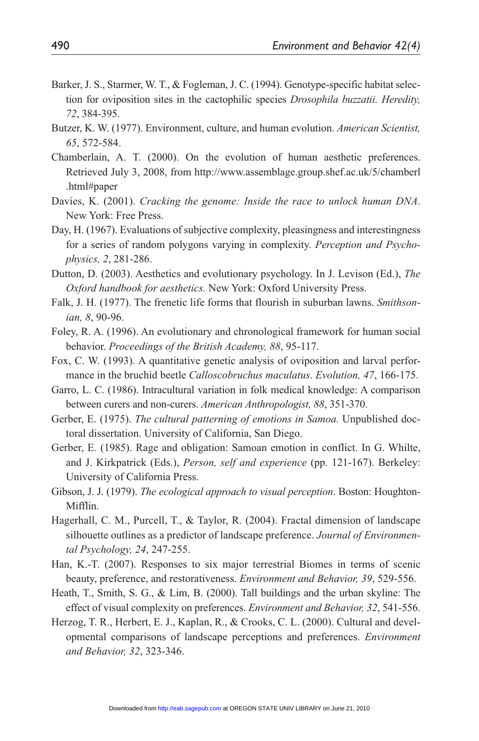Barker, J. S., Starmer, W. T., & Fogleman, J. C. (1994). Genotype-specific habitat selection for oviposition sites in the cactophilic species *Drosophila buzzatii. Heredity, 72*, 384-395.

Butzer, K. W. (1977). Environment, culture, and human evolution. *American Scientist, 65*, 572-584.

Chamberlain, A. T. (2000). On the evolution of human aesthetic preferences. Retrieved July 3, 2008, from http://www.assemblage.group.shef.ac.uk/5/chamberl.html#paper

Davies, K. (2001). *Cracking the genome: Inside the race to unlock human DNA*. New York: Free Press.

Day, H. (1967). Evaluations of subjective complexity, pleasingness and interestingness for a series of random polygons varying in complexity. *Perception and Psychophysics, 2*, 281-286.

Dutton, D. (2003). Aesthetics and evolutionary psychology. In J. Levison (Ed.), *The Oxford handbook for aesthetics.* New York: Oxford University Press.

Falk, J. H. (1977). The frenetic life forms that flourish in suburban lawns. *Smithsonian, 8*, 90-96.

Foley, R. A. (1996). An evolutionary and chronological framework for human social behavior. *Proceedings of the British Academy, 88*, 95-117.

Fox, C. W. (1993). A quantitative genetic analysis of oviposition and larval performance in the bruchid beetle *Calloscobruchus maculatus*. *Evolution, 47*, 166-175.

Garro, L. C. (1986). Intracultural variation in folk medical knowledge: A comparison between curers and non-curers. *American Anthropologist, 88*, 351-370.

Gerber, E. (1975). *The cultural patterning of emotions in Samoa.* Unpublished doctoral dissertation. University of California, San Diego.

Gerber, E. (1985). Rage and obligation: Samoan emotion in conflict. In G. Whilte, and J. Kirkpatrick (Eds.), *Person, self and experience* (pp. 121-167). Berkeley: University of California Press.

Gibson, J. J. (1979). *The ecological approach to visual perception*. Boston: Houghton-Mifflin.

Hagerhall, C. M., Purcell, T., & Taylor, R. (2004). Fractal dimension of landscape silhouette outlines as a predictor of landscape preference. *Journal of Environmental Psychology, 24*, 247-255.

Han, K.-T. (2007). Responses to six major terrestrial Biomes in terms of scenic beauty, preference, and restorativeness. *Environment and Behavior, 39*, 529-556.

Heath, T., Smith, S. G., & Lim, B. (2000). Tall buildings and the urban skyline: The effect of visual complexity on preferences. *Environment and Behavior, 32*, 541-556.

Herzog, T. R., Herbert, E. J., Kaplan, R., & Crooks, C. L. (2000). Cultural and developmental comparisons of landscape perceptions and preferences. *Environment and Behavior, 32*, 323-346.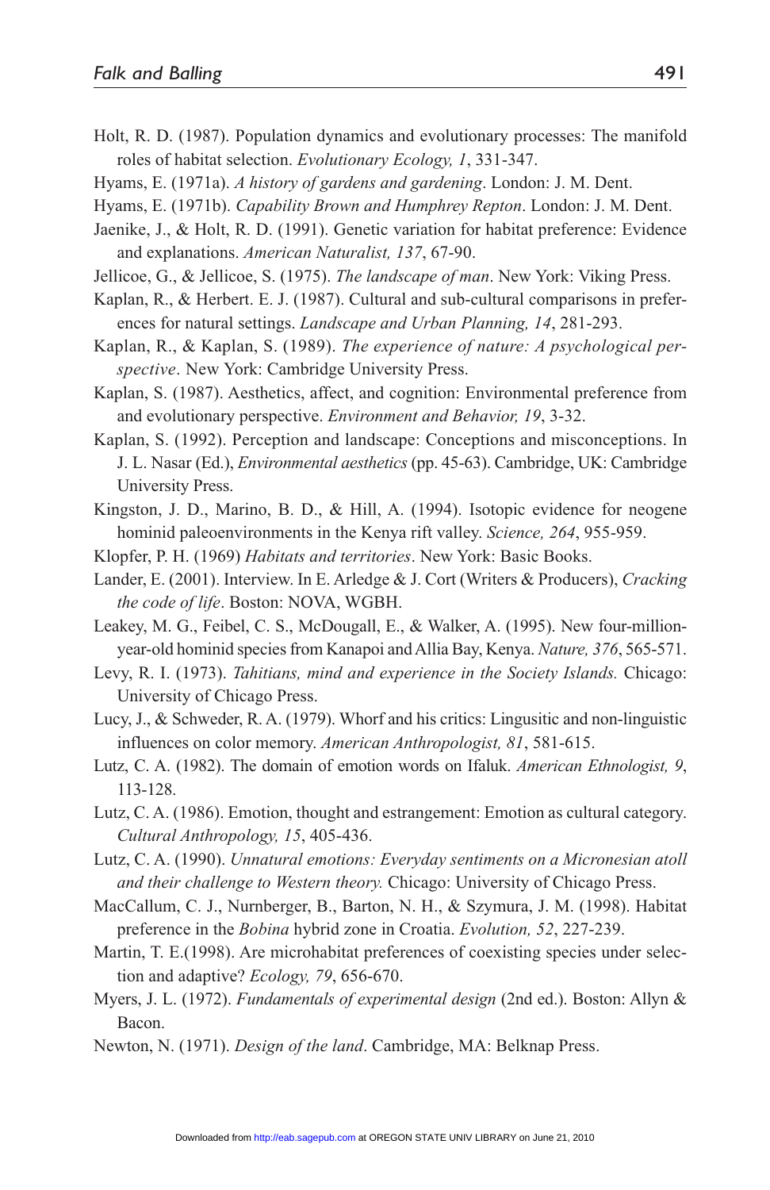Holt, R. D. (1987). Population dynamics and evolutionary processes: The manifold roles of habitat selection. *Evolutionary Ecology, 1*, 331-347.

Hyams, E. (1971a). *A history of gardens and gardening*. London: J. M. Dent.

Hyams, E. (1971b). *Capability Brown and Humphrey Repton*. London: J. M. Dent.

Jaenike, J., & Holt, R. D. (1991). Genetic variation for habitat preference: Evidence and explanations. *American Naturalist, 137*, 67-90.

Jellicoe, G., & Jellicoe, S. (1975). *The landscape of man*. New York: Viking Press.

Kaplan, R., & Herbert. E. J. (1987). Cultural and sub-cultural comparisons in preferences for natural settings. *Landscape and Urban Planning, 14*, 281-293.

Kaplan, R., & Kaplan, S. (1989). *The experience of nature: A psychological perspective*. New York: Cambridge University Press.

Kaplan, S. (1987). Aesthetics, affect, and cognition: Environmental preference from and evolutionary perspective. *Environment and Behavior, 19*, 3-32.

Kaplan, S. (1992). Perception and landscape: Conceptions and misconceptions. In J. L. Nasar (Ed.), *Environmental aesthetics* (pp. 45-63). Cambridge, UK: Cambridge University Press.

Kingston, J. D., Marino, B. D., & Hill, A. (1994). Isotopic evidence for neogene hominid paleoenvironments in the Kenya rift valley. *Science, 264*, 955-959.

Klopfer, P. H. (1969) *Habitats and territories*. New York: Basic Books.

Lander, E. (2001). Interview. In E. Arledge & J. Cort (Writers & Producers), *Cracking the code of life*. Boston: NOVA, WGBH.

Leakey, M. G., Feibel, C. S., McDougall, E., & Walker, A. (1995). New four-million-year-old hominid species from Kanapoi and Allia Bay, Kenya. *Nature, 376*, 565-571.

Levy, R. I. (1973). *Tahitians, mind and experience in the Society Islands.* Chicago: University of Chicago Press.

Lucy, J., & Schweder, R. A. (1979). Whorf and his critics: Linguisitc and non-linguistic influences on color memory. *American Anthropologist, 81*, 581-615.

Lutz, C. A. (1982). The domain of emotion words on Ifaluk. *American Ethnologist, 9*, 113-128.

Lutz, C. A. (1986). Emotion, thought and estrangement: Emotion as cultural category. *Cultural Anthropology, 15*, 405-436.

Lutz, C. A. (1990). *Unnatural emotions: Everyday sentiments on a Micronesian atoll and their challenge to Western theory.* Chicago: University of Chicago Press.

MacCallum, C. J., Nurnberger, B., Barton, N. H., & Szymura, J. M. (1998). Habitat preference in the *Bobina* hybrid zone in Croatia. *Evolution, 52*, 227-239.

Martin, T. E.(1998). Are microhabitat preferences of coexisting species under selection and adaptive? *Ecology, 79*, 656-670.

Myers, J. L. (1972). *Fundamentals of experimental design* (2nd ed.). Boston: Allyn & Bacon.

Newton, N. (1971). *Design of the land*. Cambridge, MA: Belknap Press.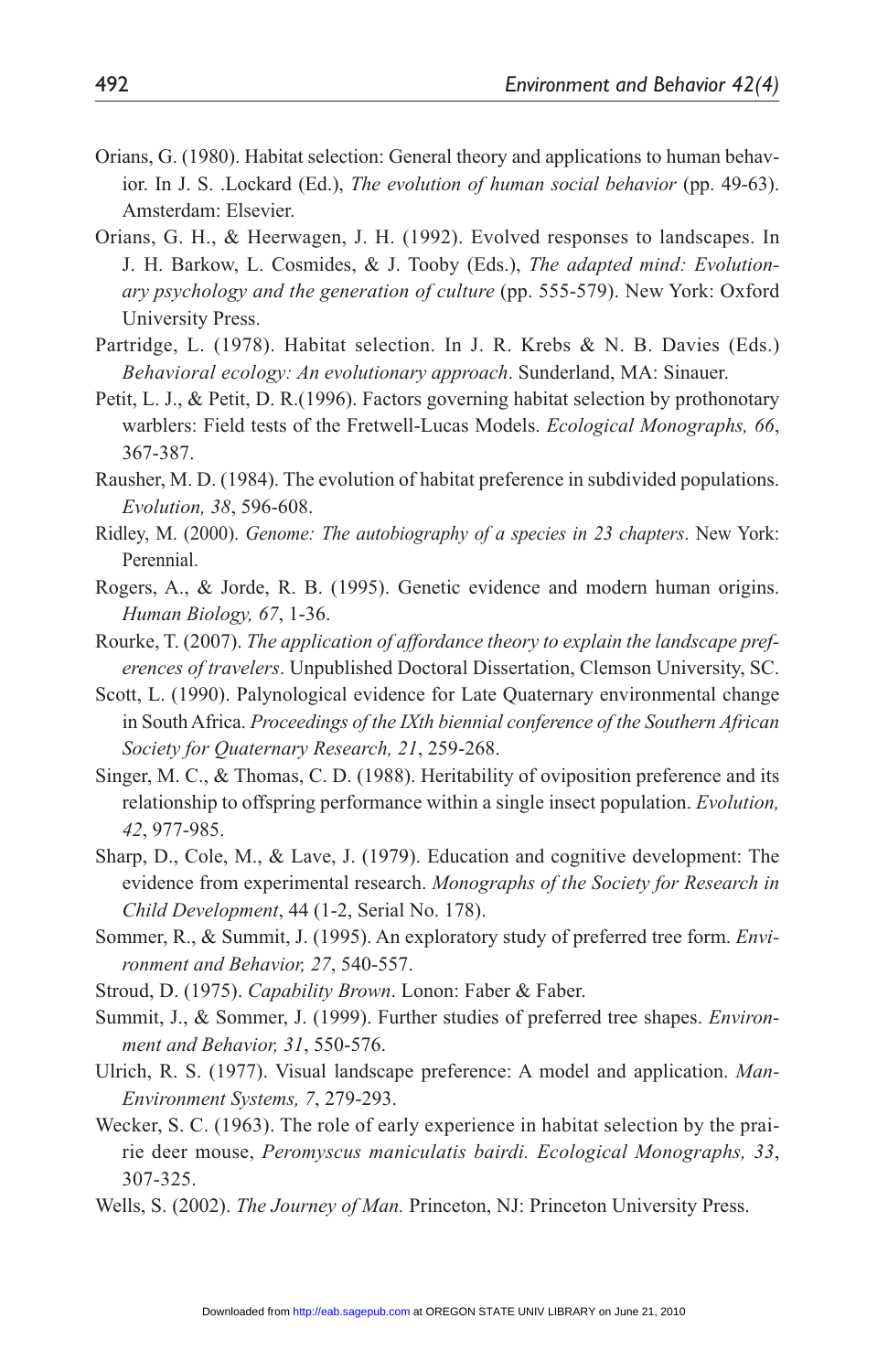Orians, G. (1980). Habitat selection: General theory and applications to human behavior. In J. S. .Lockard (Ed.), *The evolution of human social behavior* (pp. 49-63). Amsterdam: Elsevier.

Orians, G. H., & Heerwagen, J. H. (1992). Evolved responses to landscapes. In J. H. Barkow, L. Cosmides, & J. Tooby (Eds.), *The adapted mind: Evolutionary psychology and the generation of culture* (pp. 555-579). New York: Oxford University Press.

Partridge, L. (1978). Habitat selection. In J. R. Krebs & N. B. Davies (Eds.) *Behavioral ecology: An evolutionary approach*. Sunderland, MA: Sinauer.

Petit, L. J., & Petit, D. R.(1996). Factors governing habitat selection by prothonotary warblers: Field tests of the Fretwell-Lucas Models. *Ecological Monographs, 66*, 367-387.

Rausher, M. D. (1984). The evolution of habitat preference in subdivided populations. *Evolution, 38*, 596-608.

Ridley, M. (2000). *Genome: The autobiography of a species in 23 chapters*. New York: Perennial.

Rogers, A., & Jorde, R. B. (1995). Genetic evidence and modern human origins. *Human Biology, 67*, 1-36.

Rourke, T. (2007). *The application of affordance theory to explain the landscape preferences of travelers*. Unpublished Doctoral Dissertation, Clemson University, SC.

Scott, L. (1990). Palynological evidence for Late Quaternary environmental change in South Africa. *Proceedings of the IXth biennial conference of the Southern African Society for Quaternary Research, 21*, 259-268.

Singer, M. C., & Thomas, C. D. (1988). Heritability of oviposition preference and its relationship to offspring performance within a single insect population. *Evolution, 42*, 977-985.

Sharp, D., Cole, M., & Lave, J. (1979). Education and cognitive development: The evidence from experimental research. *Monographs of the Society for Research in Child Development*, 44 (1-2, Serial No. 178).

Sommer, R., & Summit, J. (1995). An exploratory study of preferred tree form. *Environment and Behavior, 27*, 540-557.

Stroud, D. (1975). *Capability Brown*. Lonon: Faber & Faber.

Summit, J., & Sommer, J. (1999). Further studies of preferred tree shapes. *Environment and Behavior, 31*, 550-576.

Ulrich, R. S. (1977). Visual landscape preference: A model and application. *Man-Environment Systems, 7*, 279-293.

Wecker, S. C. (1963). The role of early experience in habitat selection by the prairie deer mouse, *Peromyscus maniculatis bairdi. Ecological Monographs, 33*, 307-325.

Wells, S. (2002). *The Journey of Man.* Princeton, NJ: Princeton University Press.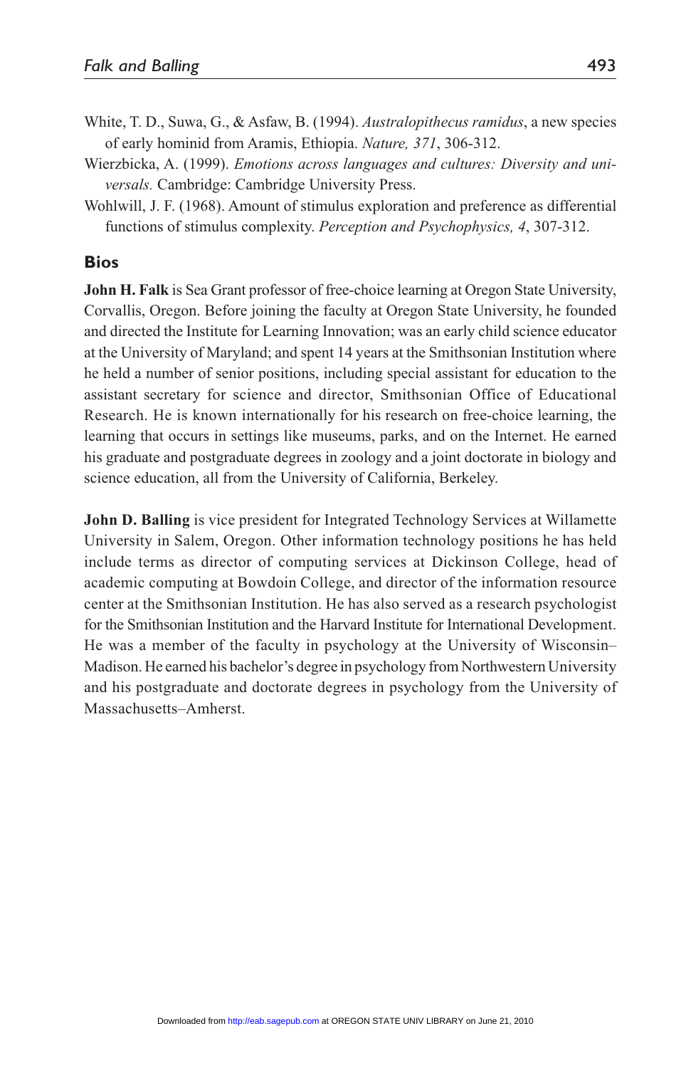White, T. D., Suwa, G., & Asfaw, B. (1994). *Australopithecus ramidus*, a new species of early hominid from Aramis, Ethiopia. *Nature, 371*, 306-312.

Wierzbicka, A. (1999). *Emotions across languages and cultures: Diversity and universals.* Cambridge: Cambridge University Press.

Wohlwill, J. F. (1968). Amount of stimulus exploration and preference as differential functions of stimulus complexity. *Perception and Psychophysics, 4*, 307-312.

## Bios

**John H. Falk** is Sea Grant professor of free-choice learning at Oregon State University, Corvallis, Oregon. Before joining the faculty at Oregon State University, he founded and directed the Institute for Learning Innovation; was an early child science educator at the University of Maryland; and spent 14 years at the Smithsonian Institution where he held a number of senior positions, including special assistant for education to the assistant secretary for science and director, Smithsonian Office of Educational Research. He is known internationally for his research on free-choice learning, the learning that occurs in settings like museums, parks, and on the Internet. He earned his graduate and postgraduate degrees in zoology and a joint doctorate in biology and science education, all from the University of California, Berkeley.

**John D. Balling** is vice president for Integrated Technology Services at Willamette University in Salem, Oregon. Other information technology positions he has held include terms as director of computing services at Dickinson College, head of academic computing at Bowdoin College, and director of the information resource center at the Smithsonian Institution. He has also served as a research psychologist for the Smithsonian Institution and the Harvard Institute for International Development. He was a member of the faculty in psychology at the University of Wisconsin–Madison. He earned his bachelor's degree in psychology from Northwestern University and his postgraduate and doctorate degrees in psychology from the University of Massachusetts–Amherst.